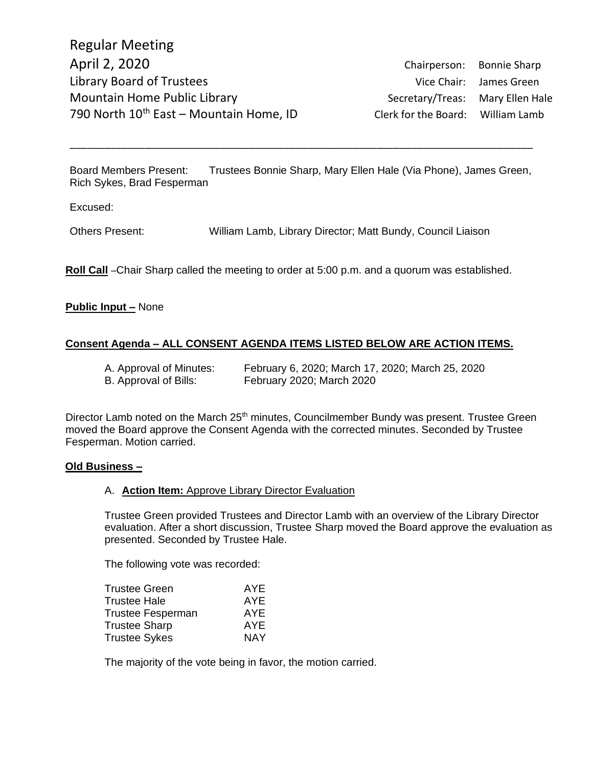# Regular Meeting

**April 2, 2020**
Library Board of Trustees
Mountain Home Public Library
790 North 10th East – Mountain Home, ID

| | |
|---|---|
| Chairperson: | Bonnie Sharp |
| Vice Chair: | James Green |
| Secretary/Treas: | Mary Ellen Hale |
| Clerk for the Board: | William Lamb |

---

Board Members Present: Trustees Bonnie Sharp, Mary Ellen Hale (Via Phone), James Green, Rich Sykes, Brad Fesperman

Excused:

Others Present: William Lamb, Library Director; Matt Bundy, Council Liaison

**Roll Call** –Chair Sharp called the meeting to order at 5:00 p.m. and a quorum was established.

**Public Input –** None

**Consent Agenda – ALL CONSENT AGENDA ITEMS LISTED BELOW ARE ACTION ITEMS.**

A. Approval of Minutes: February 6, 2020; March 17, 2020; March 25, 2020
B. Approval of Bills: February 2020; March 2020

Director Lamb noted on the March 25th minutes, Councilmember Bundy was present. Trustee Green moved the Board approve the Consent Agenda with the corrected minutes. Seconded by Trustee Fesperman. Motion carried.

**Old Business –**

A. **Action Item:** Approve Library Director Evaluation

Trustee Green provided Trustees and Director Lamb with an overview of the Library Director evaluation. After a short discussion, Trustee Sharp moved the Board approve the evaluation as presented. Seconded by Trustee Hale.

The following vote was recorded:

| | |
|---|---|
| Trustee Green | AYE |
| Trustee Hale | AYE |
| Trustee Fesperman | AYE |
| Trustee Sharp | AYE |
| Trustee Sykes | NAY |

The majority of the vote being in favor, the motion carried.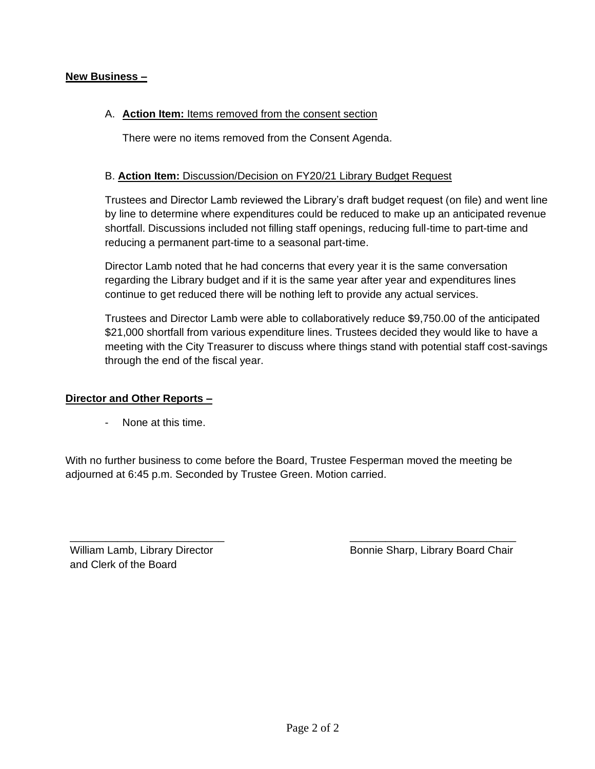**New Business –**

A. **Action Item:** Items removed from the consent section

There were no items removed from the Consent Agenda.

B. **Action Item:** Discussion/Decision on FY20/21 Library Budget Request

Trustees and Director Lamb reviewed the Library's draft budget request (on file) and went line by line to determine where expenditures could be reduced to make up an anticipated revenue shortfall. Discussions included not filling staff openings, reducing full-time to part-time and reducing a permanent part-time to a seasonal part-time.

Director Lamb noted that he had concerns that every year it is the same conversation regarding the Library budget and if it is the same year after year and expenditures lines continue to get reduced there will be nothing left to provide any actual services.

Trustees and Director Lamb were able to collaboratively reduce $9,750.00 of the anticipated $21,000 shortfall from various expenditure lines. Trustees decided they would like to have a meeting with the City Treasurer to discuss where things stand with potential staff cost-savings through the end of the fiscal year.

**Director and Other Reports –**

- None at this time.

With no further business to come before the Board, Trustee Fesperman moved the meeting be adjourned at 6:45 p.m. Seconded by Trustee Green. Motion carried.

\_\_\_\_\_\_\_\_\_\_\_\_\_\_\_\_\_\_\_\_\_\_\_\_\_\_
William Lamb, Library Director
and Clerk of the Board

\_\_\_\_\_\_\_\_\_\_\_\_\_\_\_\_\_\_\_\_\_\_\_\_\_\_
Bonnie Sharp, Library Board Chair